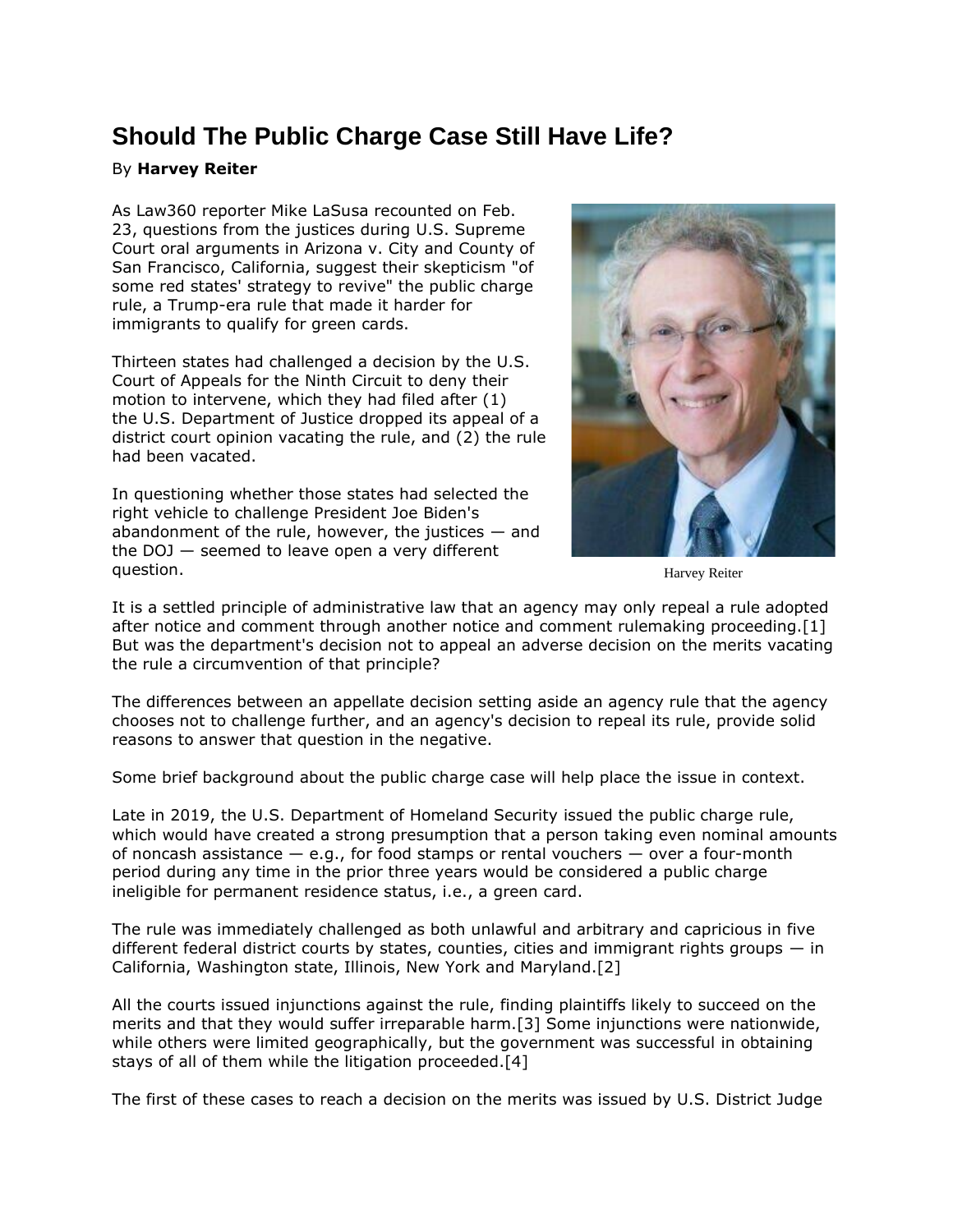# Should The Public Charge Case Still Have Life?

By **Harvey Reiter**

As Law360 reporter Mike LaSusa recounted on Feb. 23, questions from the justices during U.S. Supreme Court oral arguments in Arizona v. City and County of San Francisco, California, suggest their skepticism "of some red states' strategy to revive" the public charge rule, a Trump-era rule that made it harder for immigrants to qualify for green cards.

Thirteen states had challenged a decision by the U.S. Court of Appeals for the Ninth Circuit to deny their motion to intervene, which they had filed after (1) the U.S. Department of Justice dropped its appeal of a district court opinion vacating the rule, and (2) the rule had been vacated.

In questioning whether those states had selected the right vehicle to challenge President Joe Biden's abandonment of the rule, however, the justices — and the DOJ — seemed to leave open a very different question.

Harvey Reiter

It is a settled principle of administrative law that an agency may only repeal a rule adopted after notice and comment through another notice and comment rulemaking proceeding.[1] But was the department's decision not to appeal an adverse decision on the merits vacating the rule a circumvention of that principle?

The differences between an appellate decision setting aside an agency rule that the agency chooses not to challenge further, and an agency's decision to repeal its rule, provide solid reasons to answer that question in the negative.

Some brief background about the public charge case will help place the issue in context.

Late in 2019, the U.S. Department of Homeland Security issued the public charge rule, which would have created a strong presumption that a person taking even nominal amounts of noncash assistance — e.g., for food stamps or rental vouchers — over a four-month period during any time in the prior three years would be considered a public charge ineligible for permanent residence status, i.e., a green card.

The rule was immediately challenged as both unlawful and arbitrary and capricious in five different federal district courts by states, counties, cities and immigrant rights groups — in California, Washington state, Illinois, New York and Maryland.[2]

All the courts issued injunctions against the rule, finding plaintiffs likely to succeed on the merits and that they would suffer irreparable harm.[3] Some injunctions were nationwide, while others were limited geographically, but the government was successful in obtaining stays of all of them while the litigation proceeded.[4]

The first of these cases to reach a decision on the merits was issued by U.S. District Judge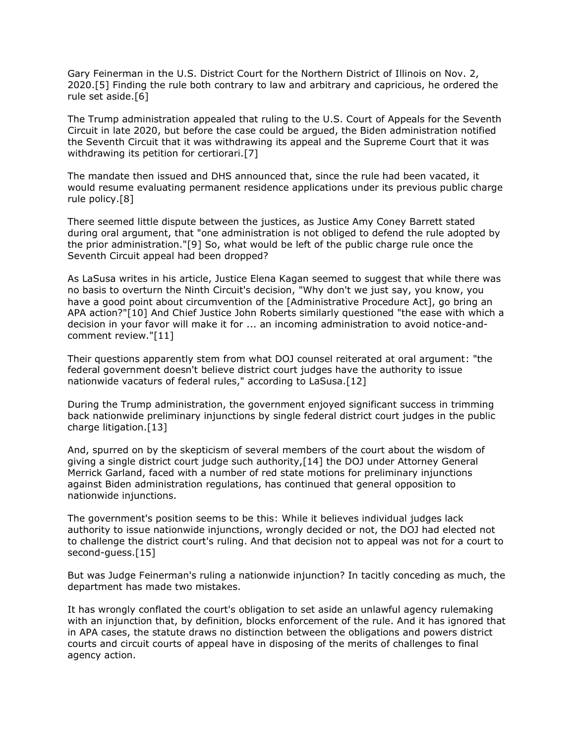Gary Feinerman in the U.S. District Court for the Northern District of Illinois on Nov. 2, 2020.[5] Finding the rule both contrary to law and arbitrary and capricious, he ordered the rule set aside.[6]

The Trump administration appealed that ruling to the U.S. Court of Appeals for the Seventh Circuit in late 2020, but before the case could be argued, the Biden administration notified the Seventh Circuit that it was withdrawing its appeal and the Supreme Court that it was withdrawing its petition for certiorari.[7]

The mandate then issued and DHS announced that, since the rule had been vacated, it would resume evaluating permanent residence applications under its previous public charge rule policy.[8]

There seemed little dispute between the justices, as Justice Amy Coney Barrett stated during oral argument, that "one administration is not obliged to defend the rule adopted by the prior administration."[9] So, what would be left of the public charge rule once the Seventh Circuit appeal had been dropped?

As LaSusa writes in his article, Justice Elena Kagan seemed to suggest that while there was no basis to overturn the Ninth Circuit's decision, "Why don't we just say, you know, you have a good point about circumvention of the [Administrative Procedure Act], go bring an APA action?"[10] And Chief Justice John Roberts similarly questioned "the ease with which a decision in your favor will make it for ... an incoming administration to avoid notice-and-comment review."[11]

Their questions apparently stem from what DOJ counsel reiterated at oral argument: "the federal government doesn't believe district court judges have the authority to issue nationwide vacaturs of federal rules," according to LaSusa.[12]

During the Trump administration, the government enjoyed significant success in trimming back nationwide preliminary injunctions by single federal district court judges in the public charge litigation.[13]

And, spurred on by the skepticism of several members of the court about the wisdom of giving a single district court judge such authority,[14] the DOJ under Attorney General Merrick Garland, faced with a number of red state motions for preliminary injunctions against Biden administration regulations, has continued that general opposition to nationwide injunctions.

The government's position seems to be this: While it believes individual judges lack authority to issue nationwide injunctions, wrongly decided or not, the DOJ had elected not to challenge the district court's ruling. And that decision not to appeal was not for a court to second-guess.[15]

But was Judge Feinerman's ruling a nationwide injunction? In tacitly conceding as much, the department has made two mistakes.

It has wrongly conflated the court's obligation to set aside an unlawful agency rulemaking with an injunction that, by definition, blocks enforcement of the rule. And it has ignored that in APA cases, the statute draws no distinction between the obligations and powers district courts and circuit courts of appeal have in disposing of the merits of challenges to final agency action.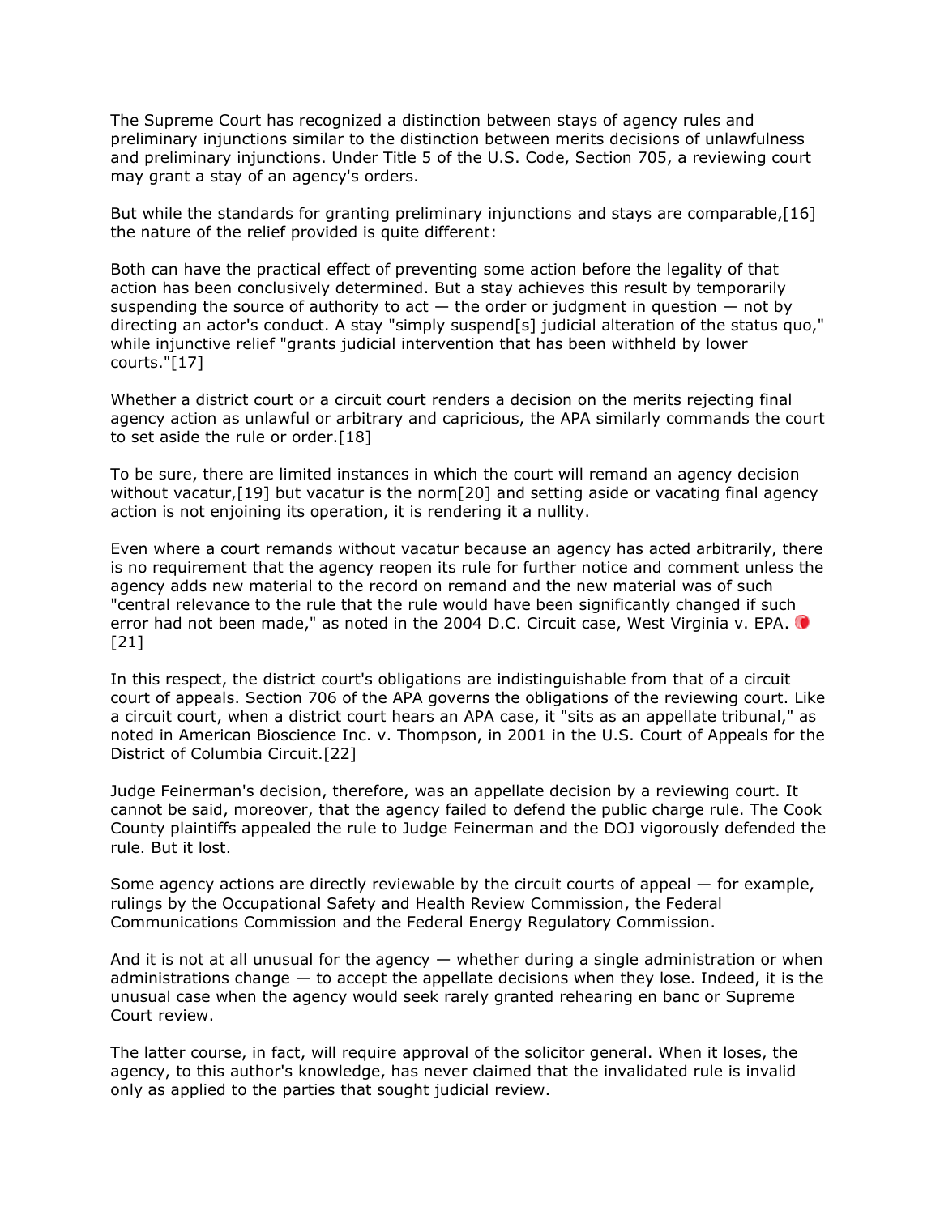The Supreme Court has recognized a distinction between stays of agency rules and preliminary injunctions similar to the distinction between merits decisions of unlawfulness and preliminary injunctions. Under Title 5 of the U.S. Code, Section 705, a reviewing court may grant a stay of an agency's orders.

But while the standards for granting preliminary injunctions and stays are comparable,[16] the nature of the relief provided is quite different:

Both can have the practical effect of preventing some action before the legality of that action has been conclusively determined. But a stay achieves this result by temporarily suspending the source of authority to act — the order or judgment in question — not by directing an actor's conduct. A stay "simply suspend[s] judicial alteration of the status quo," while injunctive relief "grants judicial intervention that has been withheld by lower courts."[17]

Whether a district court or a circuit court renders a decision on the merits rejecting final agency action as unlawful or arbitrary and capricious, the APA similarly commands the court to set aside the rule or order.[18]

To be sure, there are limited instances in which the court will remand an agency decision without vacatur,[19] but vacatur is the norm[20] and setting aside or vacating final agency action is not enjoining its operation, it is rendering it a nullity.

Even where a court remands without vacatur because an agency has acted arbitrarily, there is no requirement that the agency reopen its rule for further notice and comment unless the agency adds new material to the record on remand and the new material was of such "central relevance to the rule that the rule would have been significantly changed if such error had not been made," as noted in the 2004 D.C. Circuit case, West Virginia v. EPA. [21]

In this respect, the district court's obligations are indistinguishable from that of a circuit court of appeals. Section 706 of the APA governs the obligations of the reviewing court. Like a circuit court, when a district court hears an APA case, it "sits as an appellate tribunal," as noted in American Bioscience Inc. v. Thompson, in 2001 in the U.S. Court of Appeals for the District of Columbia Circuit.[22]

Judge Feinerman's decision, therefore, was an appellate decision by a reviewing court. It cannot be said, moreover, that the agency failed to defend the public charge rule. The Cook County plaintiffs appealed the rule to Judge Feinerman and the DOJ vigorously defended the rule. But it lost.

Some agency actions are directly reviewable by the circuit courts of appeal — for example, rulings by the Occupational Safety and Health Review Commission, the Federal Communications Commission and the Federal Energy Regulatory Commission.

And it is not at all unusual for the agency — whether during a single administration or when administrations change — to accept the appellate decisions when they lose. Indeed, it is the unusual case when the agency would seek rarely granted rehearing en banc or Supreme Court review.

The latter course, in fact, will require approval of the solicitor general. When it loses, the agency, to this author's knowledge, has never claimed that the invalidated rule is invalid only as applied to the parties that sought judicial review.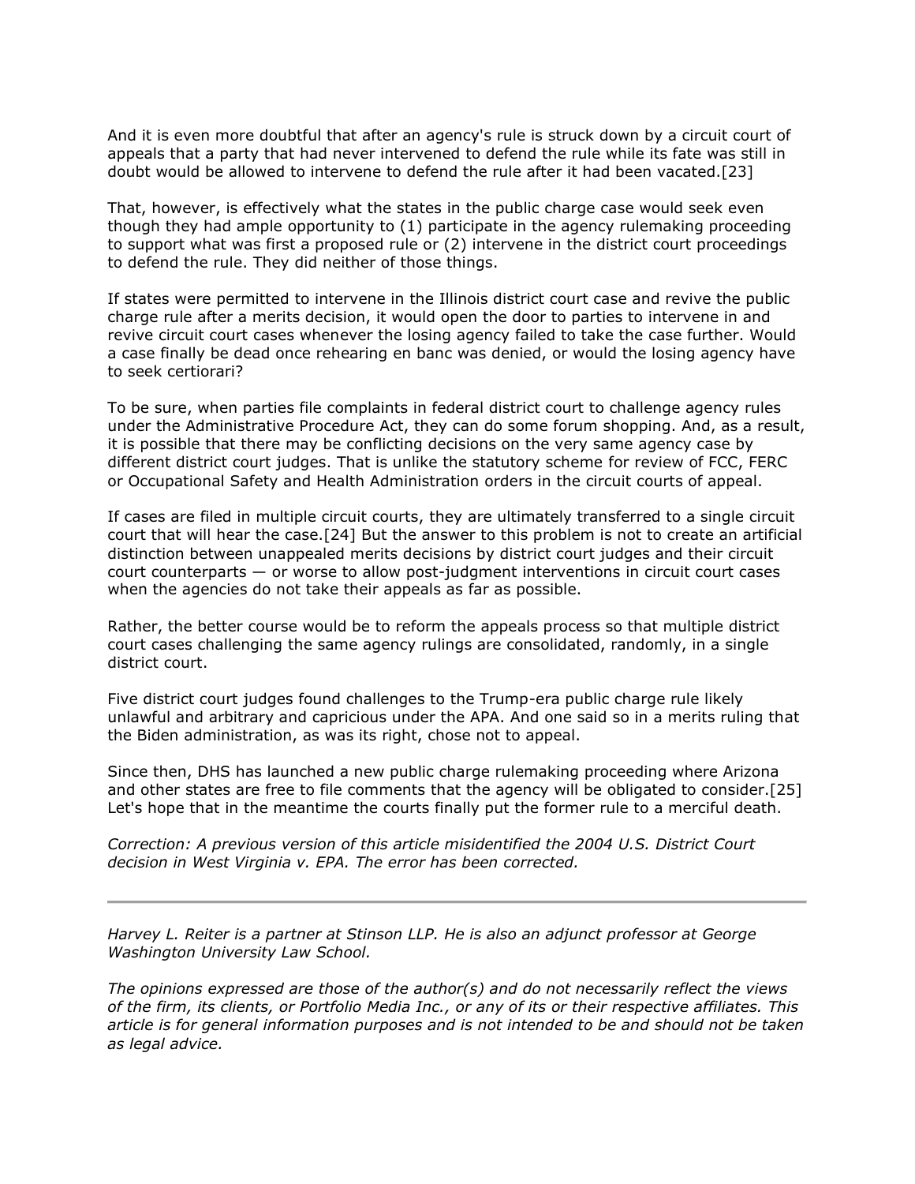And it is even more doubtful that after an agency's rule is struck down by a circuit court of appeals that a party that had never intervened to defend the rule while its fate was still in doubt would be allowed to intervene to defend the rule after it had been vacated.[23]

That, however, is effectively what the states in the public charge case would seek even though they had ample opportunity to (1) participate in the agency rulemaking proceeding to support what was first a proposed rule or (2) intervene in the district court proceedings to defend the rule. They did neither of those things.

If states were permitted to intervene in the Illinois district court case and revive the public charge rule after a merits decision, it would open the door to parties to intervene in and revive circuit court cases whenever the losing agency failed to take the case further. Would a case finally be dead once rehearing en banc was denied, or would the losing agency have to seek certiorari?

To be sure, when parties file complaints in federal district court to challenge agency rules under the Administrative Procedure Act, they can do some forum shopping. And, as a result, it is possible that there may be conflicting decisions on the very same agency case by different district court judges. That is unlike the statutory scheme for review of FCC, FERC or Occupational Safety and Health Administration orders in the circuit courts of appeal.

If cases are filed in multiple circuit courts, they are ultimately transferred to a single circuit court that will hear the case.[24] But the answer to this problem is not to create an artificial distinction between unappealed merits decisions by district court judges and their circuit court counterparts — or worse to allow post-judgment interventions in circuit court cases when the agencies do not take their appeals as far as possible.

Rather, the better course would be to reform the appeals process so that multiple district court cases challenging the same agency rulings are consolidated, randomly, in a single district court.

Five district court judges found challenges to the Trump-era public charge rule likely unlawful and arbitrary and capricious under the APA. And one said so in a merits ruling that the Biden administration, as was its right, chose not to appeal.

Since then, DHS has launched a new public charge rulemaking proceeding where Arizona and other states are free to file comments that the agency will be obligated to consider.[25] Let's hope that in the meantime the courts finally put the former rule to a merciful death.

*Correction: A previous version of this article misidentified the 2004 U.S. District Court decision in West Virginia v. EPA. The error has been corrected.*

---

*Harvey L. Reiter is a partner at Stinson LLP. He is also an adjunct professor at George Washington University Law School.*

*The opinions expressed are those of the author(s) and do not necessarily reflect the views of the firm, its clients, or Portfolio Media Inc., or any of its or their respective affiliates. This article is for general information purposes and is not intended to be and should not be taken as legal advice.*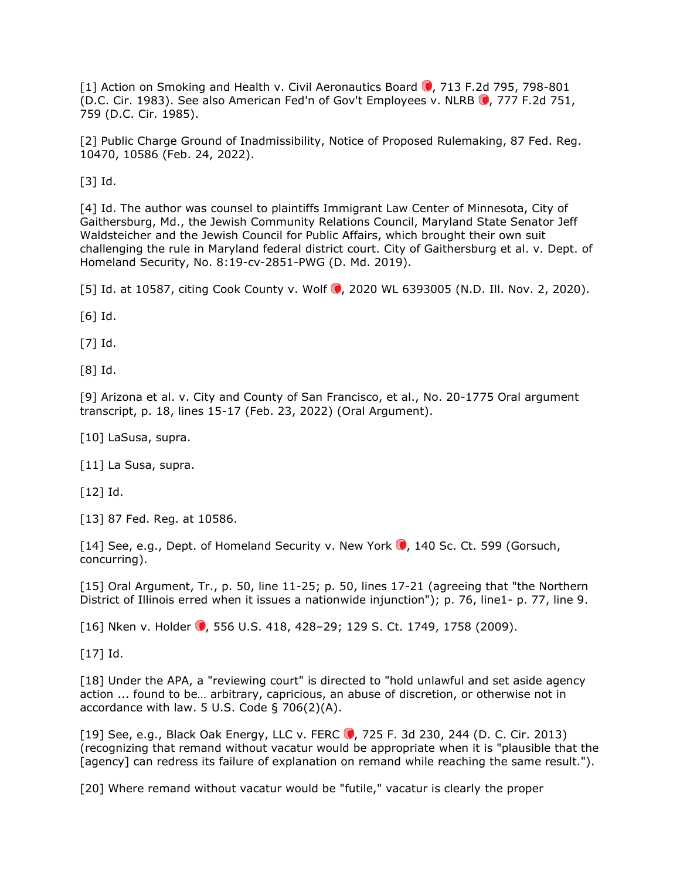[1] Action on Smoking and Health v. Civil Aeronautics Board, 713 F.2d 795, 798-801 (D.C. Cir. 1983). See also American Fed'n of Gov't Employees v. NLRB, 777 F.2d 751, 759 (D.C. Cir. 1985).

[2] Public Charge Ground of Inadmissibility, Notice of Proposed Rulemaking, 87 Fed. Reg. 10470, 10586 (Feb. 24, 2022).

[3] Id.

[4] Id. The author was counsel to plaintiffs Immigrant Law Center of Minnesota, City of Gaithersburg, Md., the Jewish Community Relations Council, Maryland State Senator Jeff Waldsteicher and the Jewish Council for Public Affairs, which brought their own suit challenging the rule in Maryland federal district court. City of Gaithersburg et al. v. Dept. of Homeland Security, No. 8:19-cv-2851-PWG (D. Md. 2019).

[5] Id. at 10587, citing Cook County v. Wolf, 2020 WL 6393005 (N.D. Ill. Nov. 2, 2020).

[6] Id.

[7] Id.

[8] Id.

[9] Arizona et al. v. City and County of San Francisco, et al., No. 20-1775 Oral argument transcript, p. 18, lines 15-17 (Feb. 23, 2022) (Oral Argument).

[10] LaSusa, supra.

[11] La Susa, supra.

[12] Id.

[13] 87 Fed. Reg. at 10586.

[14] See, e.g., Dept. of Homeland Security v. New York, 140 Sc. Ct. 599 (Gorsuch, concurring).

[15] Oral Argument, Tr., p. 50, line 11-25; p. 50, lines 17-21 (agreeing that "the Northern District of Illinois erred when it issues a nationwide injunction"); p. 76, line1- p. 77, line 9.

[16] Nken v. Holder, 556 U.S. 418, 428–29; 129 S. Ct. 1749, 1758 (2009).

[17] Id.

[18] Under the APA, a "reviewing court" is directed to "hold unlawful and set aside agency action ... found to be… arbitrary, capricious, an abuse of discretion, or otherwise not in accordance with law. 5 U.S. Code § 706(2)(A).

[19] See, e.g., Black Oak Energy, LLC v. FERC, 725 F. 3d 230, 244 (D. C. Cir. 2013) (recognizing that remand without vacatur would be appropriate when it is "plausible that the [agency] can redress its failure of explanation on remand while reaching the same result.").

[20] Where remand without vacatur would be "futile," vacatur is clearly the proper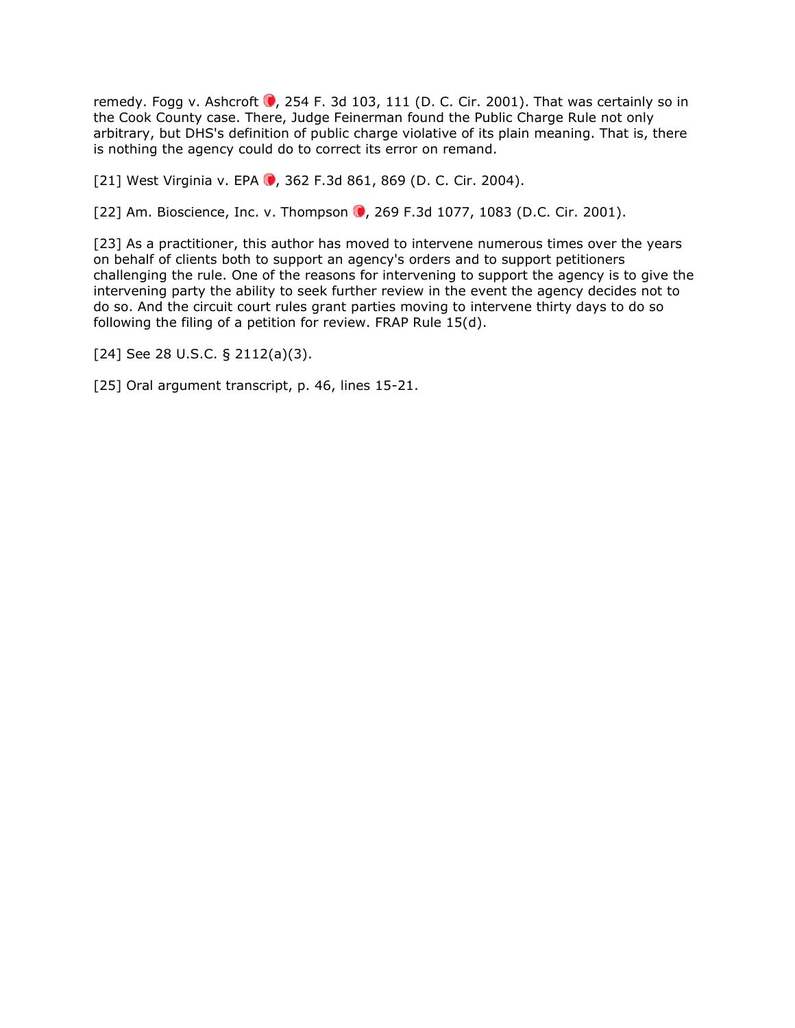remedy. Fogg v. Ashcroft, 254 F. 3d 103, 111 (D. C. Cir. 2001). That was certainly so in the Cook County case. There, Judge Feinerman found the Public Charge Rule not only arbitrary, but DHS's definition of public charge violative of its plain meaning. That is, there is nothing the agency could do to correct its error on remand.

[21] West Virginia v. EPA, 362 F.3d 861, 869 (D. C. Cir. 2004).

[22] Am. Bioscience, Inc. v. Thompson, 269 F.3d 1077, 1083 (D.C. Cir. 2001).

[23] As a practitioner, this author has moved to intervene numerous times over the years on behalf of clients both to support an agency's orders and to support petitioners challenging the rule. One of the reasons for intervening to support the agency is to give the intervening party the ability to seek further review in the event the agency decides not to do so. And the circuit court rules grant parties moving to intervene thirty days to do so following the filing of a petition for review. FRAP Rule 15(d).

[24] See 28 U.S.C. § 2112(a)(3).

[25] Oral argument transcript, p. 46, lines 15-21.